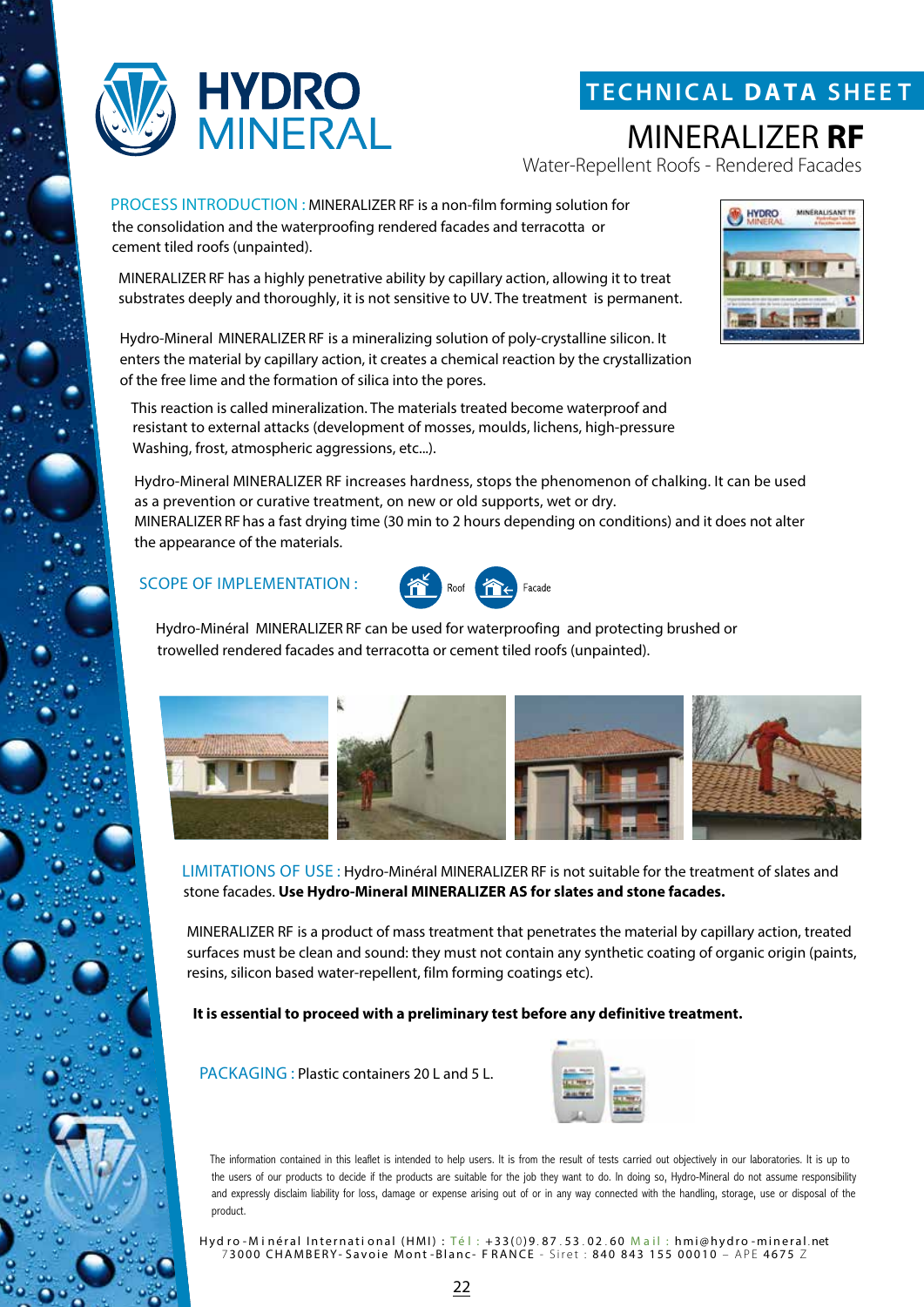# HYDRO MINERAL

## TECHNICAL DATA SHEET

# MINERALIZER **RF**

Water-Repellent Roofs - Rendered Facades

PROCESS INTRODUCTION : MINERALIZER RF is a non-film forming solution for the consolidation and the waterproofing rendered facades and terracotta or cement tiled roofs (unpainted).

MINERALIZER RF has a highly penetrative ability by capillary action, allowing it to treat substrates deeply and thoroughly, it is not sensitive to UV. The treatment is permanent.

Hydro-Mineral MINERALIZER RF is a mineralizing solution of poly-crystalline silicon. It enters the material by capillary action, it creates a chemical reaction by the crystallization of the free lime and the formation of silica into the pores.

This reaction is called mineralization. The materials treated become waterproof and resistant to external attacks (development of mosses, moulds, lichens, high-pressure Washing, frost, atmospheric aggressions, etc...).

Hydro-Mineral MINERALIZER RF increases hardness, stops the phenomenon of chalking. It can be used as a prevention or curative treatment, on new or old supports, wet or dry.
MINERALIZER RF has a fast drying time (30 min to 2 hours depending on conditions) and it does not alter the appearance of the materials.

SCOPE OF IMPLEMENTATION : Roof Facade

Hydro-Minéral MINERALIZER RF can be used for waterproofing and protecting brushed or trowelled rendered facades and terracotta or cement tiled roofs (unpainted).

LIMITATIONS OF USE : Hydro-Minéral MINERALIZER RF is not suitable for the treatment of slates and stone facades. **Use Hydro-Mineral MINERALIZER AS for slates and stone facades.**

MINERALIZER RF is a product of mass treatment that penetrates the material by capillary action, treated surfaces must be clean and sound: they must not contain any synthetic coating of organic origin (paints, resins, silicon based water-repellent, film forming coatings etc).

**It is essential to proceed with a preliminary test before any definitive treatment.**

PACKAGING : Plastic containers 20 L and 5 L.

The information contained in this leaflet is intended to help users. It is from the result of tests carried out objectively in our laboratories. It is up to the users of our products to decide if the products are suitable for the job they want to do. In doing so, Hydro-Mineral do not assume responsibility and expressly disclaim liability for loss, damage or expense arising out of or in any way connected with the handling, storage, use or disposal of the product.

Hydro-Minéral International (HMI) : Tél : +33(0)9.87.53.02.60 Mail : hmi@hydro-mineral.net
73000 CHAMBERY-Savoie Mont-Blanc- FRANCE - Siret : 840 843 155 00010 – APE 4675 Z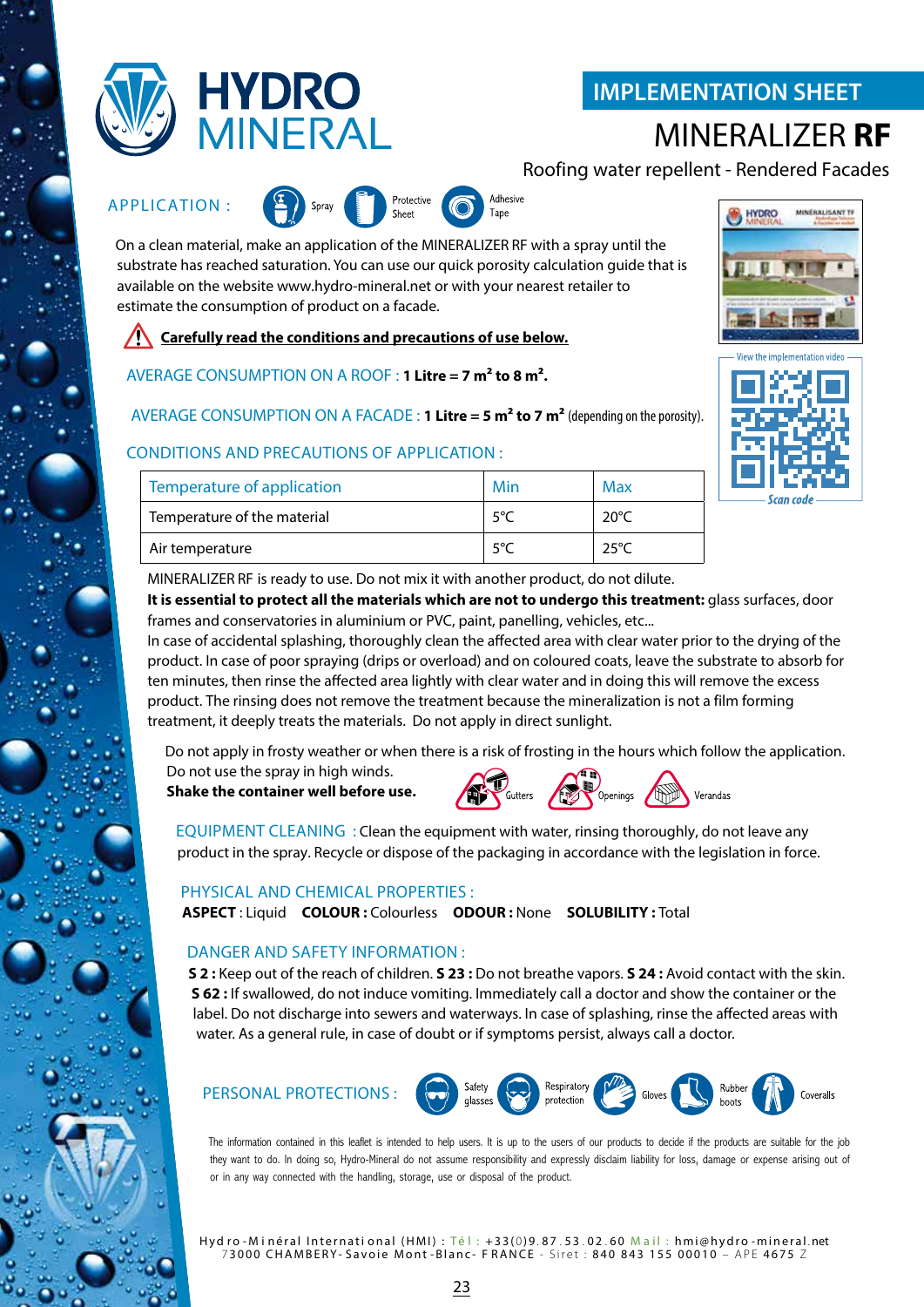# HYDRO MINERAL

## IMPLEMENTATION SHEET

# MINERALIZER **RF**

Roofing water repellent - Rendered Facades

APPLICATION : Spray, Protective Sheet, Adhesive Tape

On a clean material, make an application of the MINERALIZER RF with a spray until the substrate has reached saturation. You can use our quick porosity calculation guide that is available on the website www.hydro-mineral.net or with your nearest retailer to estimate the consumption of product on a facade.

**Carefully read the conditions and precautions of use below.**

View the implementation video

Scan code

AVERAGE CONSUMPTION ON A ROOF : **1 Litre = 7 m² to 8 m².**

AVERAGE CONSUMPTION ON A FACADE : **1 Litre = 5 m² to 7 m²** (depending on the porosity).

CONDITIONS AND PRECAUTIONS OF APPLICATION :

| Temperature of application | Min | Max |
|---|---|---|
| Temperature of the material | 5°C | 20°C |
| Air temperature | 5°C | 25°C |

MINERALIZER RF is ready to use. Do not mix it with another product, do not dilute.

**It is essential to protect all the materials which are not to undergo this treatment:** glass surfaces, door frames and conservatories in aluminium or PVC, paint, panelling, vehicles, etc...

In case of accidental splashing, thoroughly clean the affected area with clear water prior to the drying of the product. In case of poor spraying (drips or overload) and on coloured coats, leave the substrate to absorb for ten minutes, then rinse the affected area lightly with clear water and in doing this will remove the excess product. The rinsing does not remove the treatment because the mineralization is not a film forming treatment, it deeply treats the materials. Do not apply in direct sunlight.

Do not apply in frosty weather or when there is a risk of frosting in the hours which follow the application.
Do not use the spray in high winds.
**Shake the container well before use.**

Gutters, Openings, Verandas

EQUIPMENT CLEANING : Clean the equipment with water, rinsing thoroughly, do not leave any product in the spray. Recycle or dispose of the packaging in accordance with the legislation in force.

PHYSICAL AND CHEMICAL PROPERTIES :
**ASPECT** : Liquid **COLOUR :** Colourless **ODOUR :** None **SOLUBILITY :** Total

DANGER AND SAFETY INFORMATION :
**S 2 :** Keep out of the reach of children. **S 23 :** Do not breathe vapors. **S 24 :** Avoid contact with the skin. **S 62 :** If swallowed, do not induce vomiting. Immediately call a doctor and show the container or the label. Do not discharge into sewers and waterways. In case of splashing, rinse the affected areas with water. As a general rule, in case of doubt or if symptoms persist, always call a doctor.

PERSONAL PROTECTIONS : Safety glasses, Respiratory protection, Gloves, Rubber boots, Coveralls

The information contained in this leaflet is intended to help users. It is up to the users of our products to decide if the products are suitable for the job they want to do. In doing so, Hydro-Mineral do not assume responsibility and expressly disclaim liability for loss, damage or expense arising out of or in any way connected with the handling, storage, use or disposal of the product.

Hydro-Minéral International (HMI) : Tél : +33(0)9.87.53.02.60 Mail : hmi@hydro-mineral.net
73000 CHAMBERY-Savoie Mont-Blanc- FRANCE - Siret : 840 843 155 00010 – APE 4675 Z